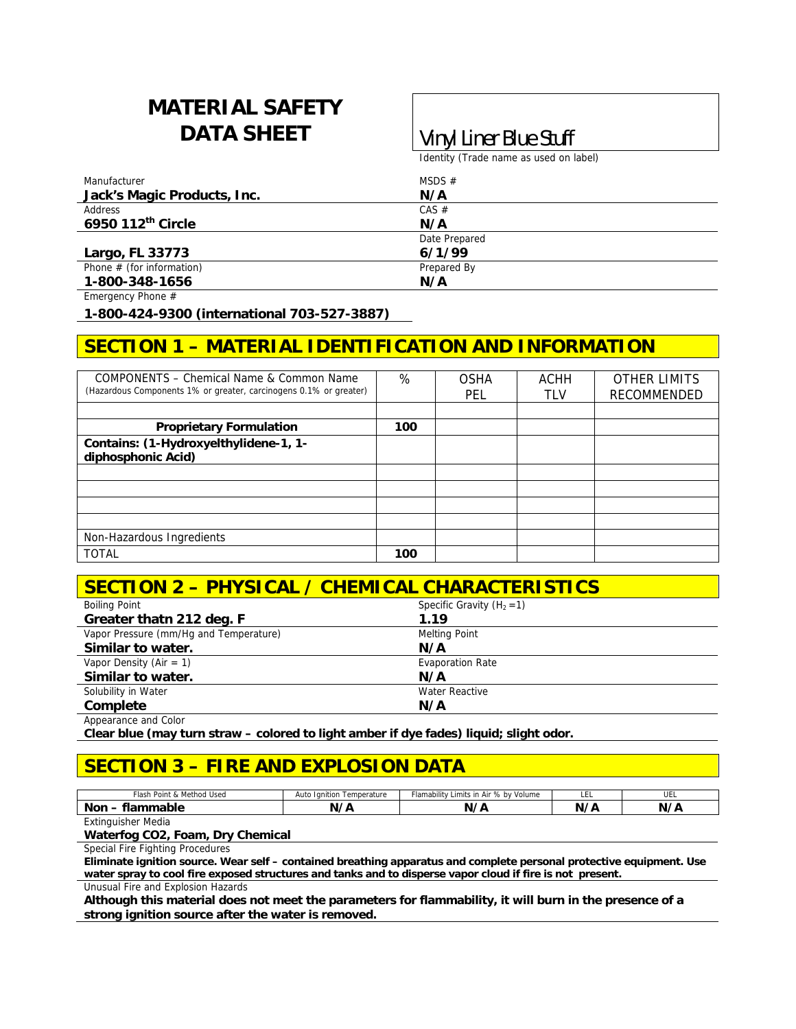# MATERIAL SAFETY DATA SHEET

**Vinyl Liner Blue Stuff**
Identity (Trade name as used on label)

| | |
|---|---|
| Manufacturer<br>**Jack's Magic Products, Inc.** | MSDS #<br>**N/A** |
| Address<br>**6950 112th Circle** | CAS #<br>**N/A** |
| **Largo, FL 33773** | Date Prepared<br>**6/1/99** |
| Phone # (for information)<br>**1-800-348-1656** | Prepared By<br>**N/A** |

Emergency Phone #
**1-800-424-9300 (international 703-527-3887)**

## SECTION 1 – MATERIAL IDENTIFICATION AND INFORMATION

| COMPONENTS – Chemical Name & Common Name (Hazardous Components 1% or greater, carcinogens 0.1% or greater) | % | OSHA PEL | ACHH TLV | OTHER LIMITS RECOMMENDED |
|---|---|---|---|---|
| | | | | |
| **Proprietary Formulation** | **100** | | | |
| **Contains: (1-Hydroxyelthylidene-1, 1-diphosphonic Acid)** | | | | |
| | | | | |
| | | | | |
| | | | | |
| | | | | |
| Non-Hazardous Ingredients | | | | |
| TOTAL | **100** | | | |

## SECTION 2 – PHYSICAL / CHEMICAL CHARACTERISTICS

| | |
|---|---|
| Boiling Point<br>**Greater thatn 212 deg. F** | Specific Gravity ($H_2 = 1$)<br>**1.19** |
| Vapor Pressure (mm/Hg and Temperature)<br>**Similar to water.** | Melting Point<br>**N/A** |
| Vapor Density (Air = 1)<br>**Similar to water.** | Evaporation Rate<br>**N/A** |
| Solubility in Water<br>**Complete** | Water Reactive<br>**N/A** |

Appearance and Color
**Clear blue (may turn straw – colored to light amber if dye fades) liquid; slight odor.**

## SECTION 3 – FIRE AND EXPLOSION DATA

| Flash Point & Method Used | Auto Ignition Temperature | Flamability Limits in Air % by Volume | LEL | UEL |
|---|---|---|---|---|
| **Non – flammable** | **N/A** | **N/A** | **N/A** | **N/A** |

Extinguisher Media
**Waterfog CO2, Foam, Dry Chemical**

Special Fire Fighting Procedures
**Eliminate ignition source. Wear self – contained breathing apparatus and complete personal protective equipment. Use water spray to cool fire exposed structures and tanks and to disperse vapor cloud if fire is not present.**

Unusual Fire and Explosion Hazards
**Although this material does not meet the parameters for flammability, it will burn in the presence of a strong ignition source after the water is removed.**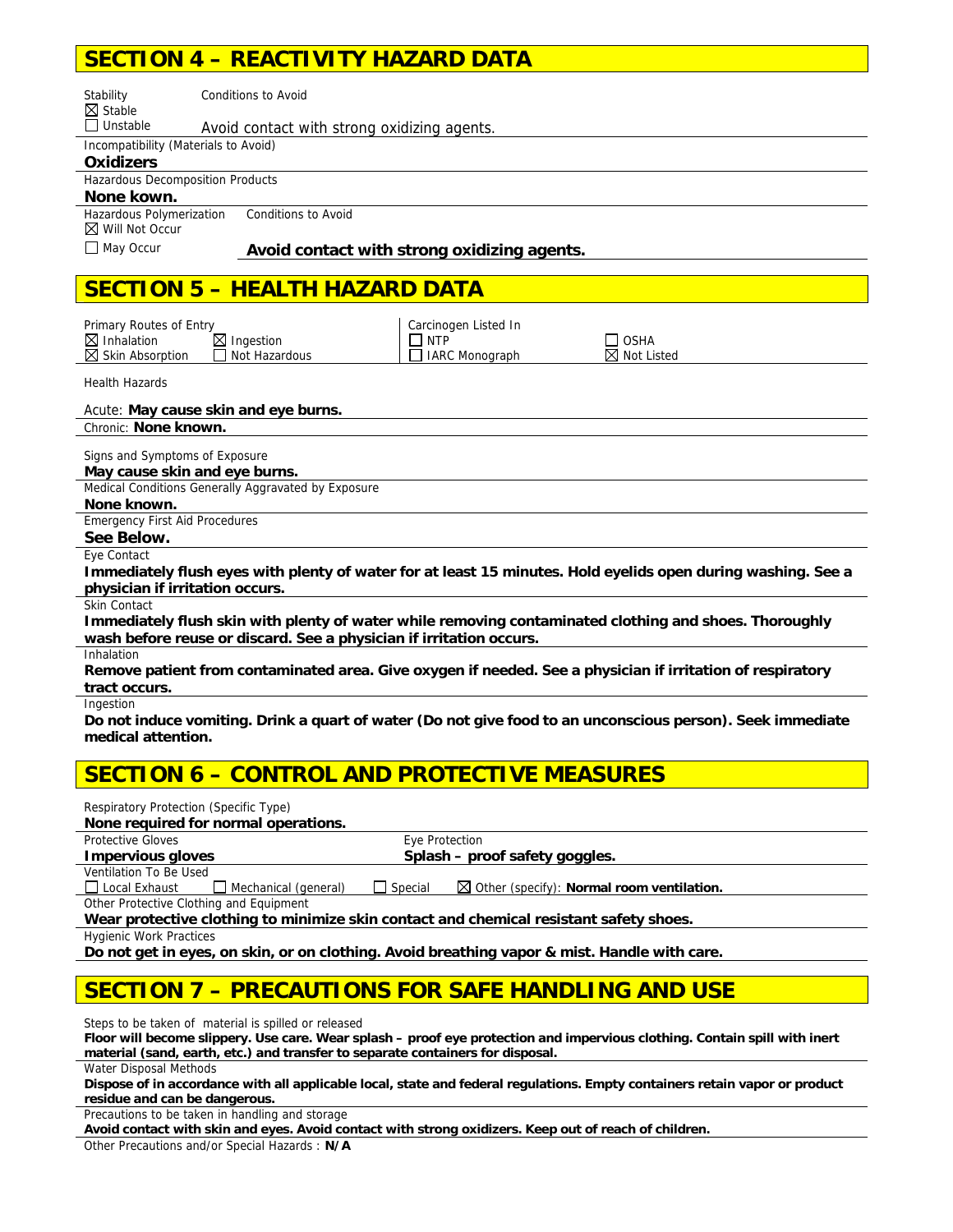## SECTION 4 – REACTIVITY HAZARD DATA

Stability
☒ Stable
☐ Unstable

Conditions to Avoid
Avoid contact with strong oxidizing agents.

Incompatibility (Materials to Avoid)
**Oxidizers**

Hazardous Decomposition Products
**None kown.**

Hazardous Polymerization
☒ Will Not Occur
☐ May Occur

Conditions to Avoid
**Avoid contact with strong oxidizing agents.**

## SECTION 5 – HEALTH HAZARD DATA

Primary Routes of Entry
☒ Inhalation ☒ Ingestion
☒ Skin Absorption ☐ Not Hazardous

Carcinogen Listed In
☐ NTP ☐ OSHA
☐ IARC Monograph ☒ Not Listed

Health Hazards

Acute: **May cause skin and eye burns.**

Chronic: **None known.**

Signs and Symptoms of Exposure
**May cause skin and eye burns.**

Medical Conditions Generally Aggravated by Exposure
**None known.**

Emergency First Aid Procedures
**See Below.**

Eye Contact
**Immediately flush eyes with plenty of water for at least 15 minutes. Hold eyelids open during washing. See a physician if irritation occurs.**

Skin Contact
**Immediately flush skin with plenty of water while removing contaminated clothing and shoes. Thoroughly wash before reuse or discard. See a physician if irritation occurs.**

Inhalation
**Remove patient from contaminated area. Give oxygen if needed. See a physician if irritation of respiratory tract occurs.**

Ingestion
**Do not induce vomiting. Drink a quart of water (Do not give food to an unconscious person). Seek immediate medical attention.**

## SECTION 6 – CONTROL AND PROTECTIVE MEASURES

Respiratory Protection (Specific Type)
**None required for normal operations.**

Protective Gloves
**Impervious gloves**

Eye Protection
**Splash – proof safety goggles.**

Ventilation To Be Used
☐ Local Exhaust ☐ Mechanical (general) ☐ Special ☒ Other (specify): **Normal room ventilation.**

Other Protective Clothing and Equipment
**Wear protective clothing to minimize skin contact and chemical resistant safety shoes.**

Hygienic Work Practices
**Do not get in eyes, on skin, or on clothing. Avoid breathing vapor & mist. Handle with care.**

## SECTION 7 – PRECAUTIONS FOR SAFE HANDLING AND USE

Steps to be taken of material is spilled or released
**Floor will become slippery. Use care. Wear splash – proof eye protection and impervious clothing. Contain spill with inert material (sand, earth, etc.) and transfer to separate containers for disposal.**

Water Disposal Methods
**Dispose of in accordance with all applicable local, state and federal regulations. Empty containers retain vapor or product residue and can be dangerous.**

Precautions to be taken in handling and storage
**Avoid contact with skin and eyes. Avoid contact with strong oxidizers. Keep out of reach of children.**

Other Precautions and/or Special Hazards : **N/A**